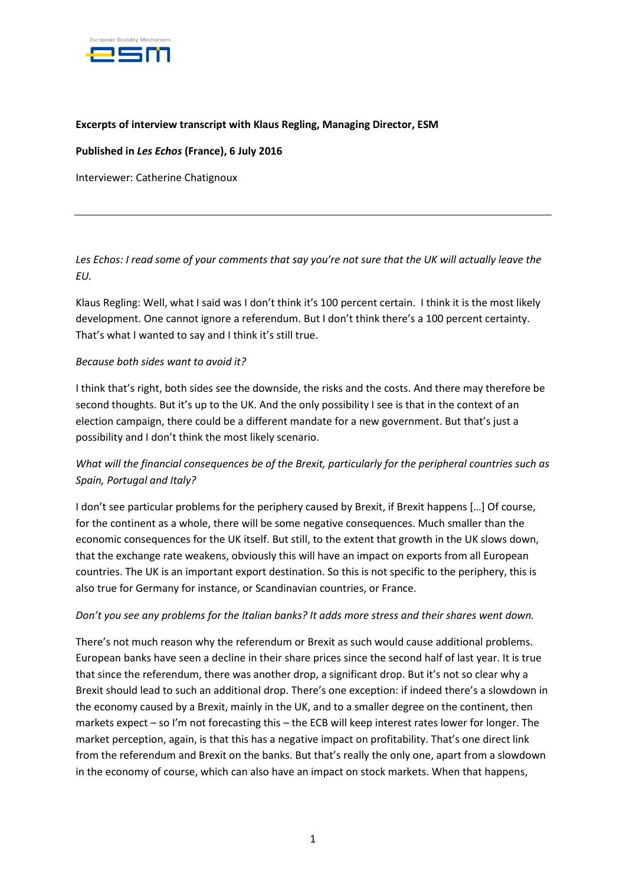**Excerpts of interview transcript with Klaus Regling, Managing Director, ESM**

**Published in *Les Echos* (France), 6 July 2016**

Interviewer: Catherine Chatignoux

---

*Les Echos: I read some of your comments that say you're not sure that the UK will actually leave the EU.*

Klaus Regling: Well, what I said was I don't think it's 100 percent certain. I think it is the most likely development. One cannot ignore a referendum. But I don't think there's a 100 percent certainty. That's what I wanted to say and I think it's still true.

*Because both sides want to avoid it?*

I think that's right, both sides see the downside, the risks and the costs. And there may therefore be second thoughts. But it's up to the UK. And the only possibility I see is that in the context of an election campaign, there could be a different mandate for a new government. But that's just a possibility and I don't think the most likely scenario.

*What will the financial consequences be of the Brexit, particularly for the peripheral countries such as Spain, Portugal and Italy?*

I don't see particular problems for the periphery caused by Brexit, if Brexit happens […] Of course, for the continent as a whole, there will be some negative consequences. Much smaller than the economic consequences for the UK itself. But still, to the extent that growth in the UK slows down, that the exchange rate weakens, obviously this will have an impact on exports from all European countries. The UK is an important export destination. So this is not specific to the periphery, this is also true for Germany for instance, or Scandinavian countries, or France.

*Don't you see any problems for the Italian banks? It adds more stress and their shares went down.*

There's not much reason why the referendum or Brexit as such would cause additional problems. European banks have seen a decline in their share prices since the second half of last year. It is true that since the referendum, there was another drop, a significant drop. But it's not so clear why a Brexit should lead to such an additional drop. There's one exception: if indeed there's a slowdown in the economy caused by a Brexit, mainly in the UK, and to a smaller degree on the continent, then markets expect – so I'm not forecasting this – the ECB will keep interest rates lower for longer. The market perception, again, is that this has a negative impact on profitability. That's one direct link from the referendum and Brexit on the banks. But that's really the only one, apart from a slowdown in the economy of course, which can also have an impact on stock markets. When that happens,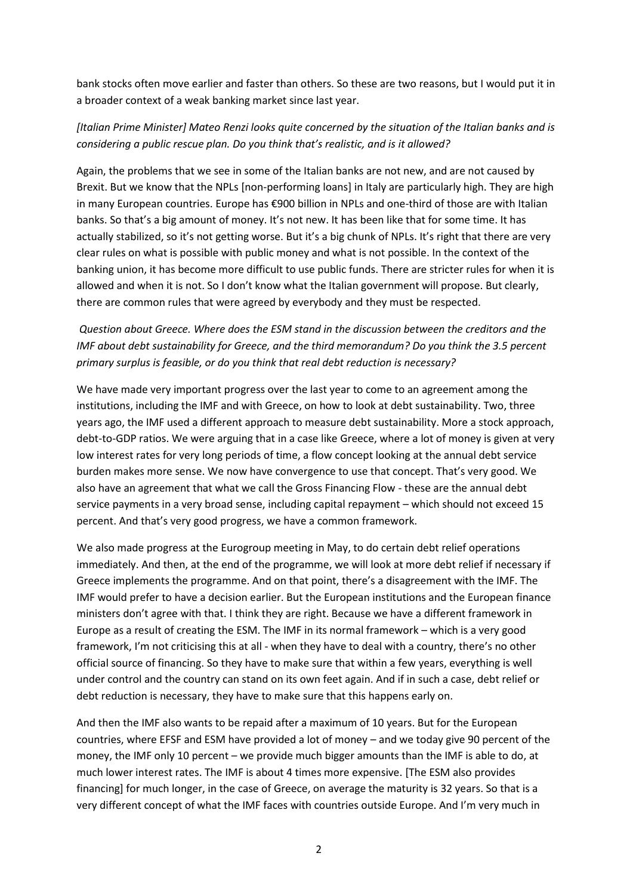bank stocks often move earlier and faster than others. So these are two reasons, but I would put it in a broader context of a weak banking market since last year.

*[Italian Prime Minister] Mateo Renzi looks quite concerned by the situation of the Italian banks and is considering a public rescue plan. Do you think that's realistic, and is it allowed?*

Again, the problems that we see in some of the Italian banks are not new, and are not caused by Brexit. But we know that the NPLs [non-performing loans] in Italy are particularly high. They are high in many European countries. Europe has €900 billion in NPLs and one-third of those are with Italian banks. So that's a big amount of money. It's not new. It has been like that for some time. It has actually stabilized, so it's not getting worse. But it's a big chunk of NPLs. It's right that there are very clear rules on what is possible with public money and what is not possible. In the context of the banking union, it has become more difficult to use public funds. There are stricter rules for when it is allowed and when it is not. So I don't know what the Italian government will propose. But clearly, there are common rules that were agreed by everybody and they must be respected.

*Question about Greece. Where does the ESM stand in the discussion between the creditors and the IMF about debt sustainability for Greece, and the third memorandum? Do you think the 3.5 percent primary surplus is feasible, or do you think that real debt reduction is necessary?*

We have made very important progress over the last year to come to an agreement among the institutions, including the IMF and with Greece, on how to look at debt sustainability. Two, three years ago, the IMF used a different approach to measure debt sustainability. More a stock approach, debt-to-GDP ratios. We were arguing that in a case like Greece, where a lot of money is given at very low interest rates for very long periods of time, a flow concept looking at the annual debt service burden makes more sense. We now have convergence to use that concept. That's very good. We also have an agreement that what we call the Gross Financing Flow - these are the annual debt service payments in a very broad sense, including capital repayment – which should not exceed 15 percent. And that's very good progress, we have a common framework.

We also made progress at the Eurogroup meeting in May, to do certain debt relief operations immediately. And then, at the end of the programme, we will look at more debt relief if necessary if Greece implements the programme. And on that point, there's a disagreement with the IMF. The IMF would prefer to have a decision earlier. But the European institutions and the European finance ministers don't agree with that. I think they are right. Because we have a different framework in Europe as a result of creating the ESM. The IMF in its normal framework – which is a very good framework, I'm not criticising this at all - when they have to deal with a country, there's no other official source of financing. So they have to make sure that within a few years, everything is well under control and the country can stand on its own feet again. And if in such a case, debt relief or debt reduction is necessary, they have to make sure that this happens early on.

And then the IMF also wants to be repaid after a maximum of 10 years. But for the European countries, where EFSF and ESM have provided a lot of money – and we today give 90 percent of the money, the IMF only 10 percent – we provide much bigger amounts than the IMF is able to do, at much lower interest rates. The IMF is about 4 times more expensive. [The ESM also provides financing] for much longer, in the case of Greece, on average the maturity is 32 years. So that is a very different concept of what the IMF faces with countries outside Europe. And I'm very much in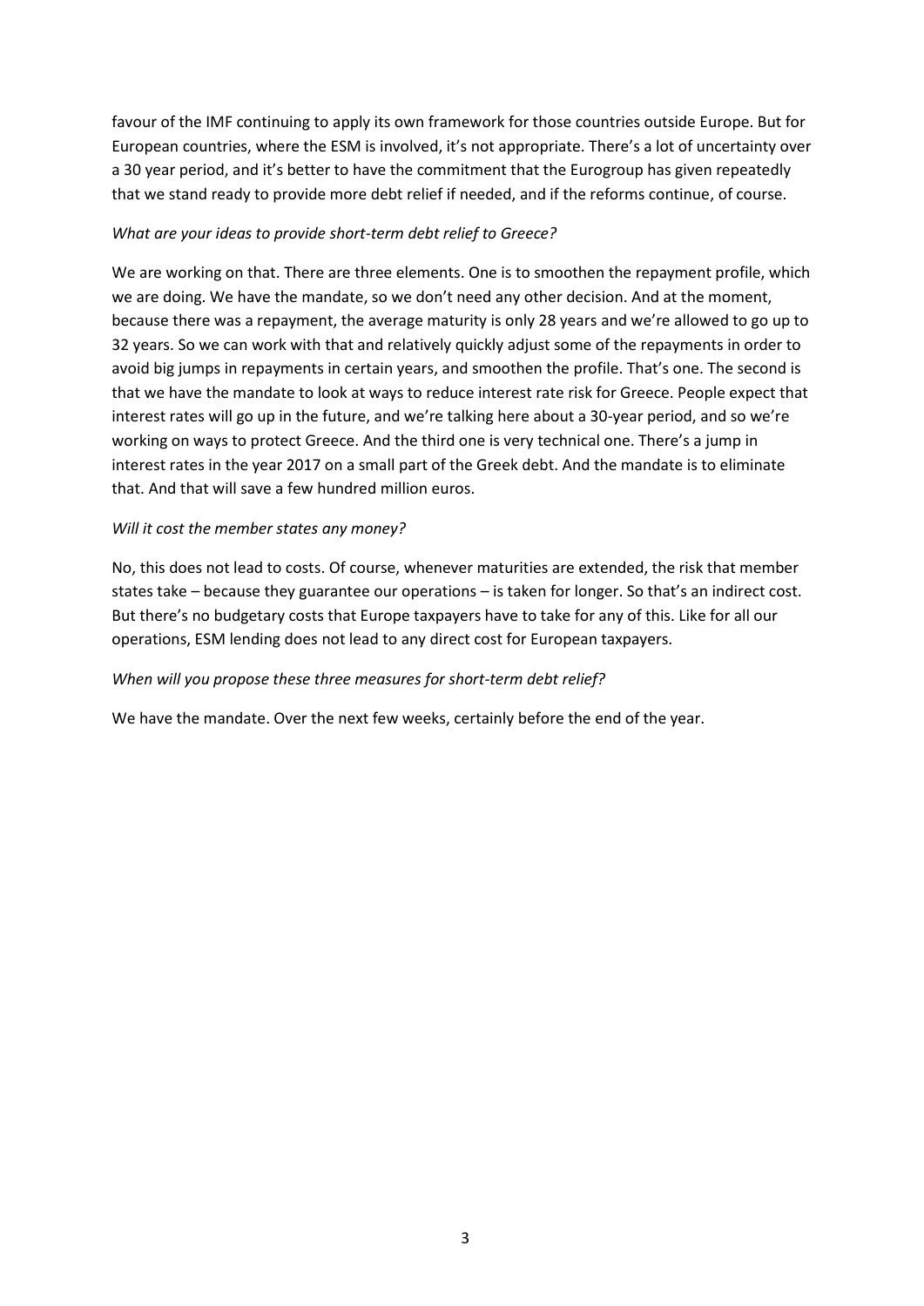favour of the IMF continuing to apply its own framework for those countries outside Europe. But for European countries, where the ESM is involved, it's not appropriate. There's a lot of uncertainty over a 30 year period, and it's better to have the commitment that the Eurogroup has given repeatedly that we stand ready to provide more debt relief if needed, and if the reforms continue, of course.

*What are your ideas to provide short-term debt relief to Greece?*

We are working on that. There are three elements. One is to smoothen the repayment profile, which we are doing. We have the mandate, so we don't need any other decision. And at the moment, because there was a repayment, the average maturity is only 28 years and we're allowed to go up to 32 years. So we can work with that and relatively quickly adjust some of the repayments in order to avoid big jumps in repayments in certain years, and smoothen the profile. That's one. The second is that we have the mandate to look at ways to reduce interest rate risk for Greece. People expect that interest rates will go up in the future, and we're talking here about a 30-year period, and so we're working on ways to protect Greece. And the third one is very technical one. There's a jump in interest rates in the year 2017 on a small part of the Greek debt. And the mandate is to eliminate that. And that will save a few hundred million euros.

*Will it cost the member states any money?*

No, this does not lead to costs. Of course, whenever maturities are extended, the risk that member states take – because they guarantee our operations – is taken for longer. So that's an indirect cost. But there's no budgetary costs that Europe taxpayers have to take for any of this. Like for all our operations, ESM lending does not lead to any direct cost for European taxpayers.

*When will you propose these three measures for short-term debt relief?*

We have the mandate. Over the next few weeks, certainly before the end of the year.